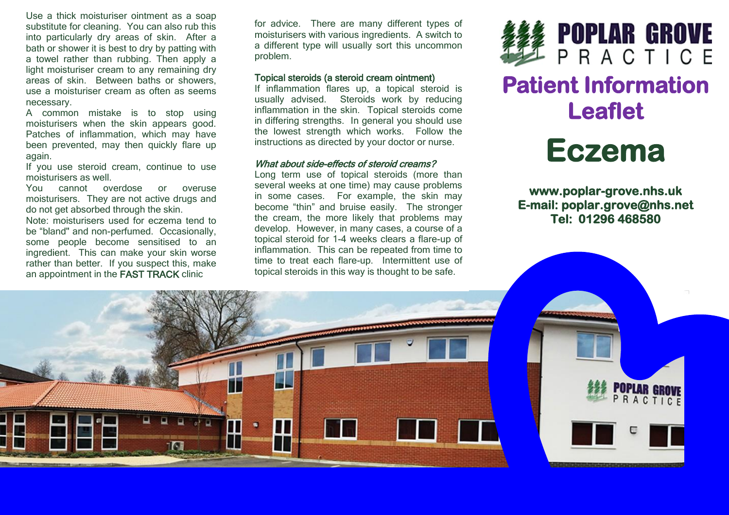Use a thick moisturiser ointment as a soap substitute for cleaning. You can also rub this into particularly dry areas of skin. After a bath or shower it is best to dry by patting with a towel rather than rubbing. Then apply a light moisturiser cream to any remaining dry areas of skin. Between baths or showers, use a moisturiser cream as often as seems necessary.

A common mistake is to stop using moisturisers when the skin appears good. Patches of inflammation, which may have been prevented, may then quickly flare up again.

If you use steroid cream, continue to use moisturisers as well.

You cannot overdose or overuse moisturisers. They are not active drugs and do not get absorbed through the skin.

Note: moisturisers used for eczema tend to be "bland" and non-perfumed. Occasionally, some people become sensitised to an ingredient. This can make your skin worse rather than better. If you suspect this, make an appointment in the FAST TRACK clinic for advice. There are many different types of moisturisers with various ingredients. A switch to a different type will usually sort this uncommon problem.

### Topical steroids (a steroid cream ointment)

If inflammation flares up, a topical steroid is usually advised. Steroids work by reducing inflammation in the skin. Topical steroids come in differing strengths. In general you should use the lowest strength which works. Follow the instructions as directed by your doctor or nurse.

### *What about side-effects of steroid creams?*

Long term use of topical steroids (more than several weeks at one time) may cause problems in some cases. For example, the skin may become "thin" and bruise easily. The stronger the cream, the more likely that problems may develop. However, in many cases, a course of a topical steroid for 1-4 weeks clears a flare-up of inflammation. This can be repeated from time to time to treat each flare-up. Intermittent use of topical steroids in this way is thought to be safe.

**POPLAR GROVE PRACTICE**

# Patient Information Leaflet

# Eczema

**www.poplar-grove.nhs.uk**
**E-mail: poplar.grove@nhs.net**
**Tel: 01296 468580**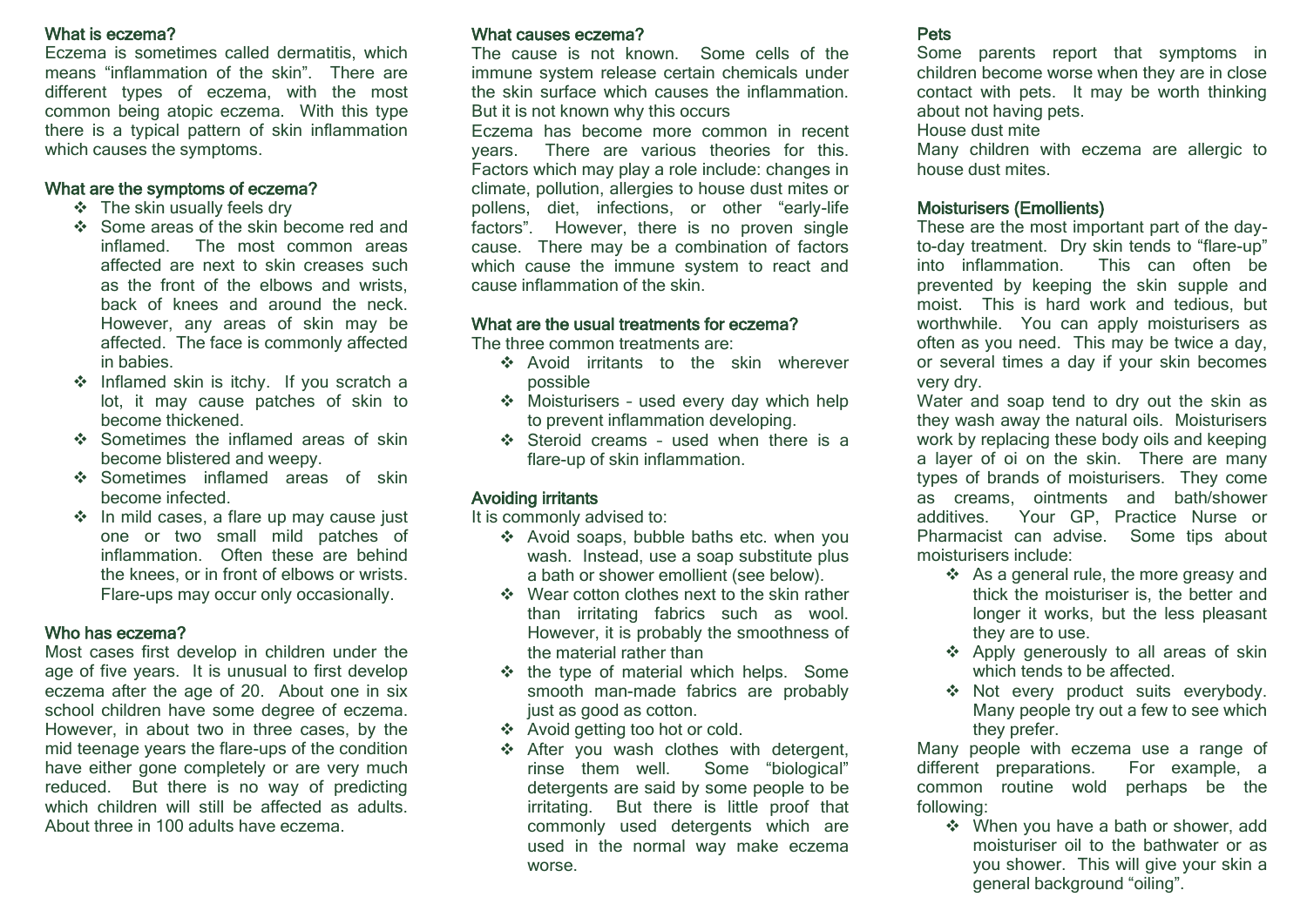## What is eczema?

Eczema is sometimes called dermatitis, which means "inflammation of the skin". There are different types of eczema, with the most common being atopic eczema. With this type there is a typical pattern of skin inflammation which causes the symptoms.

## What are the symptoms of eczema?

- The skin usually feels dry
- Some areas of the skin become red and inflamed. The most common areas affected are next to skin creases such as the front of the elbows and wrists, back of knees and around the neck. However, any areas of skin may be affected. The face is commonly affected in babies.
- Inflamed skin is itchy. If you scratch a lot, it may cause patches of skin to become thickened.
- Sometimes the inflamed areas of skin become blistered and weepy.
- Sometimes inflamed areas of skin become infected.
- In mild cases, a flare up may cause just one or two small mild patches of inflammation. Often these are behind the knees, or in front of elbows or wrists. Flare-ups may occur only occasionally.

## Who has eczema?

Most cases first develop in children under the age of five years. It is unusual to first develop eczema after the age of 20. About one in six school children have some degree of eczema. However, in about two in three cases, by the mid teenage years the flare-ups of the condition have either gone completely or are very much reduced. But there is no way of predicting which children will still be affected as adults. About three in 100 adults have eczema.

## What causes eczema?

The cause is not known. Some cells of the immune system release certain chemicals under the skin surface which causes the inflammation. But it is not known why this occurs

Eczema has become more common in recent years. There are various theories for this. Factors which may play a role include: changes in climate, pollution, allergies to house dust mites or pollens, diet, infections, or other "early-life factors". However, there is no proven single cause. There may be a combination of factors which cause the immune system to react and cause inflammation of the skin.

## What are the usual treatments for eczema?

The three common treatments are:

- Avoid irritants to the skin wherever possible
- Moisturisers – used every day which help to prevent inflammation developing.
- Steroid creams – used when there is a flare-up of skin inflammation.

## Avoiding irritants

It is commonly advised to:

- Avoid soaps, bubble baths etc. when you wash. Instead, use a soap substitute plus a bath or shower emollient (see below).
- Wear cotton clothes next to the skin rather than irritating fabrics such as wool. However, it is probably the smoothness of the material rather than
- the type of material which helps. Some smooth man-made fabrics are probably just as good as cotton.
- Avoid getting too hot or cold.
- After you wash clothes with detergent, rinse them well. Some "biological" detergents are said by some people to be irritating. But there is little proof that commonly used detergents which are used in the normal way make eczema worse.

## Pets

Some parents report that symptoms in children become worse when they are in close contact with pets. It may be worth thinking about not having pets.

House dust mite

Many children with eczema are allergic to house dust mites.

## Moisturisers (Emollients)

These are the most important part of the day-to-day treatment. Dry skin tends to "flare-up" into inflammation. This can often be prevented by keeping the skin supple and moist. This is hard work and tedious, but worthwhile. You can apply moisturisers as often as you need. This may be twice a day, or several times a day if your skin becomes very dry.

Water and soap tend to dry out the skin as they wash away the natural oils. Moisturisers work by replacing these body oils and keeping a layer of oi on the skin. There are many types of brands of moisturisers. They come as creams, ointments and bath/shower additives. Your GP, Practice Nurse or Pharmacist can advise. Some tips about moisturisers include:

- As a general rule, the more greasy and thick the moisturiser is, the better and longer it works, but the less pleasant they are to use.
- Apply generously to all areas of skin which tends to be affected.
- Not every product suits everybody. Many people try out a few to see which they prefer.

Many people with eczema use a range of different preparations. For example, a common routine wold perhaps be the following:

- When you have a bath or shower, add moisturiser oil to the bathwater or as you shower. This will give your skin a general background "oiling".